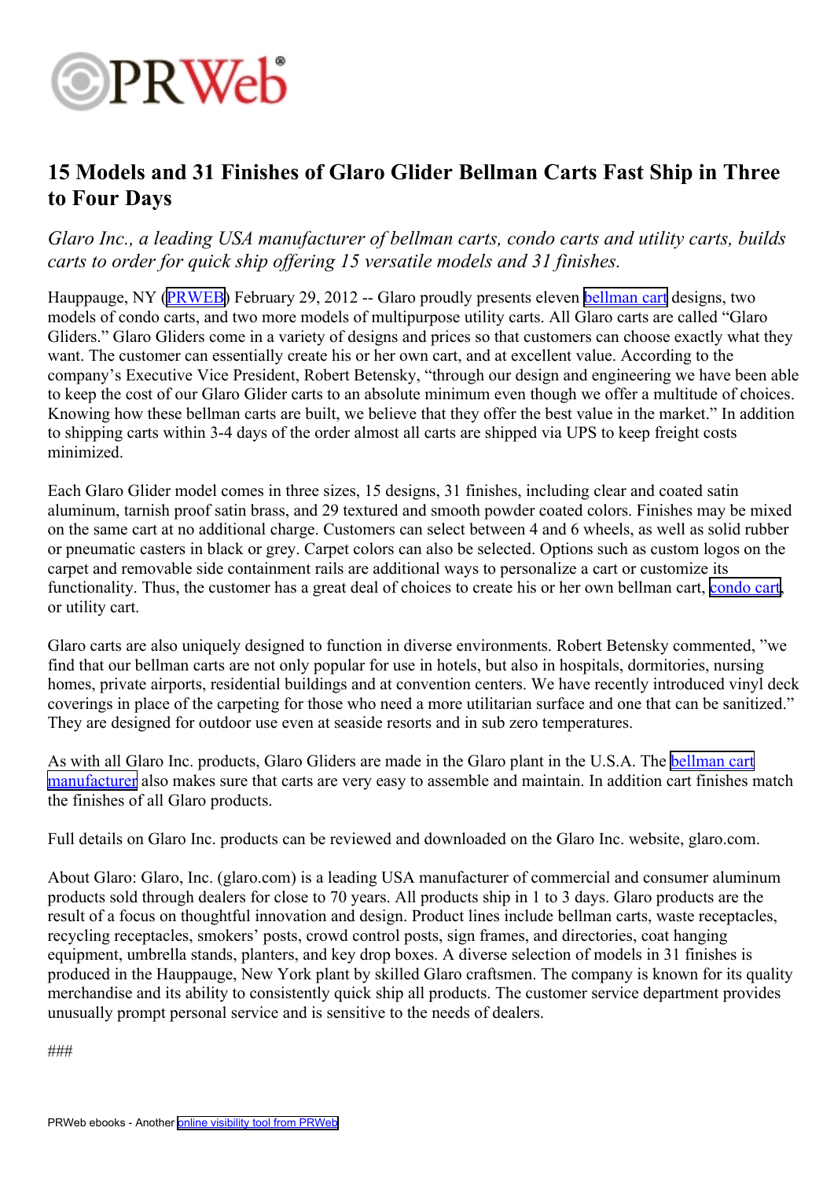# 15 Models and 31 Finishes of Glaro Glider Bellman Carts Fast Ship in Three to Four Days

*Glaro Inc., a leading USA manufacturer of bellman carts, condo carts and utility carts, builds carts to order for quick ship offering 15 versatile models and 31 finishes.*

Hauppauge, NY (PRWEB) February 29, 2012 -- Glaro proudly presents eleven bellman cart designs, two models of condo carts, and two more models of multipurpose utility carts. All Glaro carts are called "Glaro Gliders." Glaro Gliders come in a variety of designs and prices so that customers can choose exactly what they want. The customer can essentially create his or her own cart, and at excellent value. According to the company's Executive Vice President, Robert Betensky, "through our design and engineering we have been able to keep the cost of our Glaro Glider carts to an absolute minimum even though we offer a multitude of choices. Knowing how these bellman carts are built, we believe that they offer the best value in the market." In addition to shipping carts within 3-4 days of the order almost all carts are shipped via UPS to keep freight costs minimized.

Each Glaro Glider model comes in three sizes, 15 designs, 31 finishes, including clear and coated satin aluminum, tarnish proof satin brass, and 29 textured and smooth powder coated colors. Finishes may be mixed on the same cart at no additional charge. Customers can select between 4 and 6 wheels, as well as solid rubber or pneumatic casters in black or grey. Carpet colors can also be selected. Options such as custom logos on the carpet and removable side containment rails are additional ways to personalize a cart or customize its functionality. Thus, the customer has a great deal of choices to create his or her own bellman cart, condo cart, or utility cart.

Glaro carts are also uniquely designed to function in diverse environments. Robert Betensky commented, "we find that our bellman carts are not only popular for use in hotels, but also in hospitals, dormitories, nursing homes, private airports, residential buildings and at convention centers. We have recently introduced vinyl deck coverings in place of the carpeting for those who need a more utilitarian surface and one that can be sanitized." They are designed for outdoor use even at seaside resorts and in sub zero temperatures.

As with all Glaro Inc. products, Glaro Gliders are made in the Glaro plant in the U.S.A. The bellman cart manufacturer also makes sure that carts are very easy to assemble and maintain. In addition cart finishes match the finishes of all Glaro products.

Full details on Glaro Inc. products can be reviewed and downloaded on the Glaro Inc. website, glaro.com.

About Glaro: Glaro, Inc. (glaro.com) is a leading USA manufacturer of commercial and consumer aluminum products sold through dealers for close to 70 years. All products ship in 1 to 3 days. Glaro products are the result of a focus on thoughtful innovation and design. Product lines include bellman carts, waste receptacles, recycling receptacles, smokers' posts, crowd control posts, sign frames, and directories, coat hanging equipment, umbrella stands, planters, and key drop boxes. A diverse selection of models in 31 finishes is produced in the Hauppauge, New York plant by skilled Glaro craftsmen. The company is known for its quality merchandise and its ability to consistently quick ship all products. The customer service department provides unusually prompt personal service and is sensitive to the needs of dealers.

###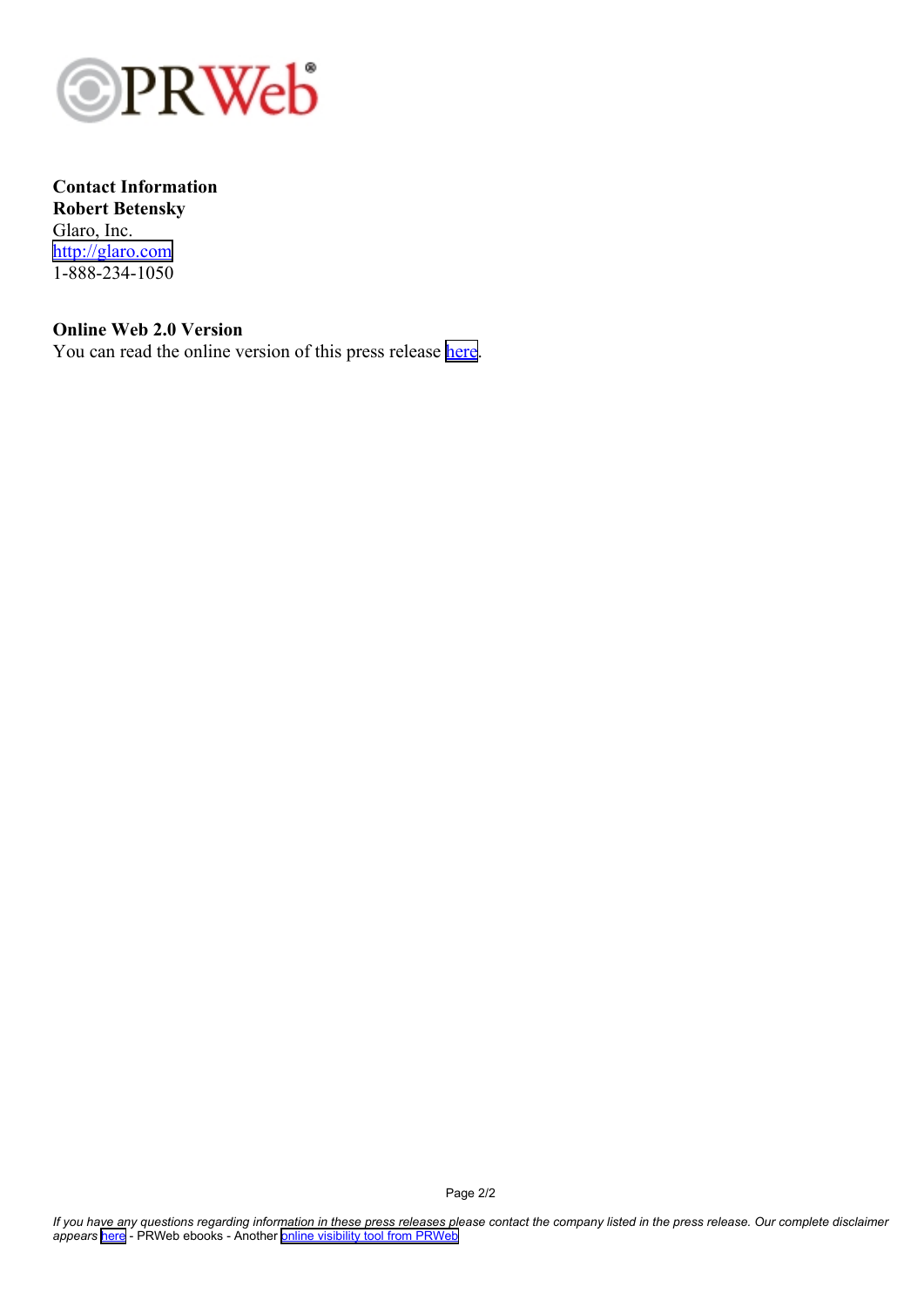**Contact Information**
**Robert Betensky**
Glaro, Inc.
http://glaro.com
1-888-234-1050

**Online Web 2.0 Version**
You can read the online version of this press release here.

*If you have any questions regarding information in these press releases please contact the company listed in the press release. Our complete disclaimer appears* here - PRWeb ebooks - Another online visibility tool from PRWeb